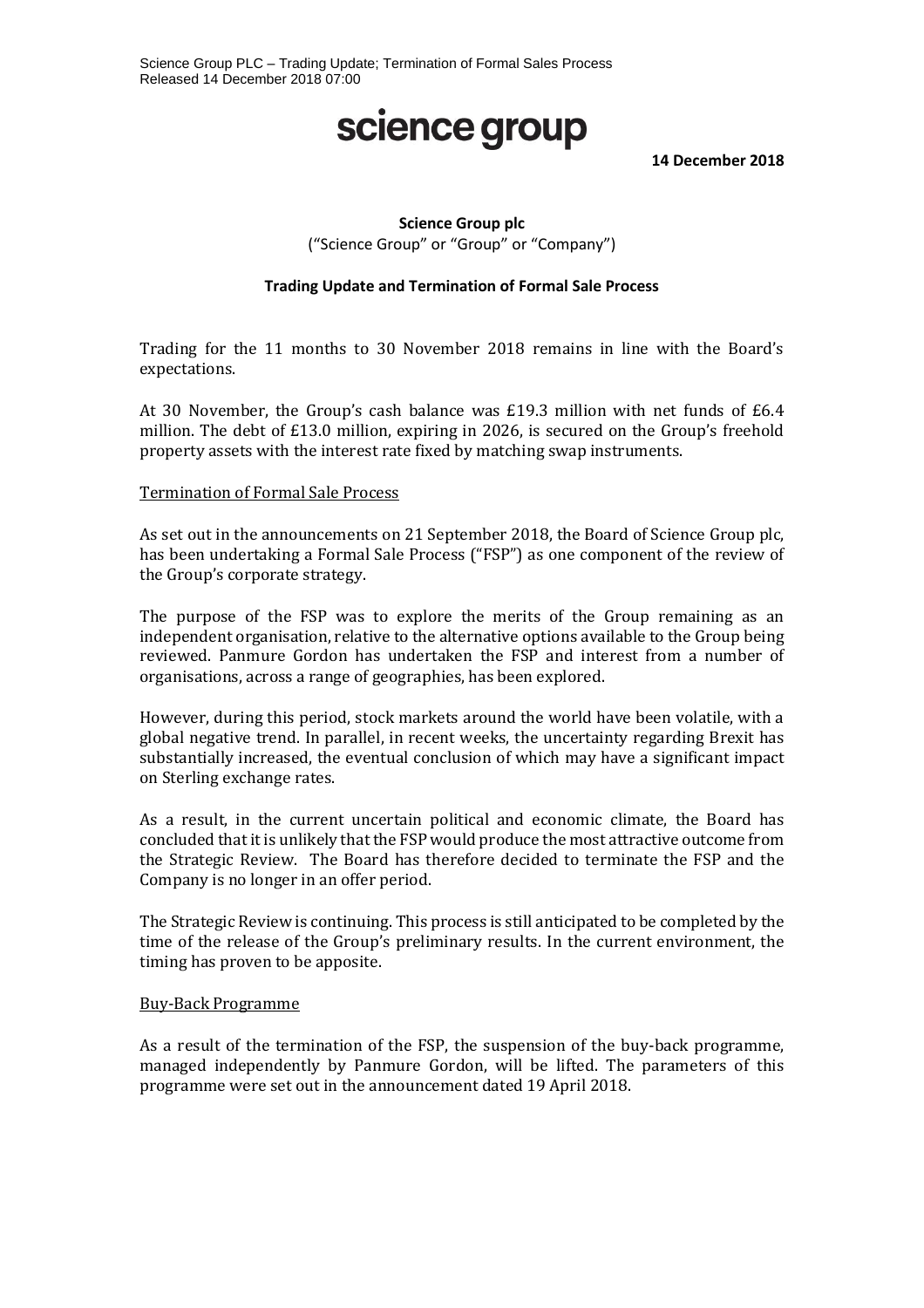Science Group PLC – Trading Update; Termination of Formal Sales Process
Released 14 December 2018 07:00

# science group

**14 December 2018**

**Science Group plc**
("Science Group" or "Group" or "Company")

**Trading Update and Termination of Formal Sale Process**

Trading for the 11 months to 30 November 2018 remains in line with the Board's expectations.

At 30 November, the Group's cash balance was £19.3 million with net funds of £6.4 million. The debt of £13.0 million, expiring in 2026, is secured on the Group's freehold property assets with the interest rate fixed by matching swap instruments.

## Termination of Formal Sale Process

As set out in the announcements on 21 September 2018, the Board of Science Group plc, has been undertaking a Formal Sale Process ("FSP") as one component of the review of the Group's corporate strategy.

The purpose of the FSP was to explore the merits of the Group remaining as an independent organisation, relative to the alternative options available to the Group being reviewed. Panmure Gordon has undertaken the FSP and interest from a number of organisations, across a range of geographies, has been explored.

However, during this period, stock markets around the world have been volatile, with a global negative trend. In parallel, in recent weeks, the uncertainty regarding Brexit has substantially increased, the eventual conclusion of which may have a significant impact on Sterling exchange rates.

As a result, in the current uncertain political and economic climate, the Board has concluded that it is unlikely that the FSP would produce the most attractive outcome from the Strategic Review. The Board has therefore decided to terminate the FSP and the Company is no longer in an offer period.

The Strategic Review is continuing. This process is still anticipated to be completed by the time of the release of the Group's preliminary results. In the current environment, the timing has proven to be apposite.

## Buy-Back Programme

As a result of the termination of the FSP, the suspension of the buy-back programme, managed independently by Panmure Gordon, will be lifted. The parameters of this programme were set out in the announcement dated 19 April 2018.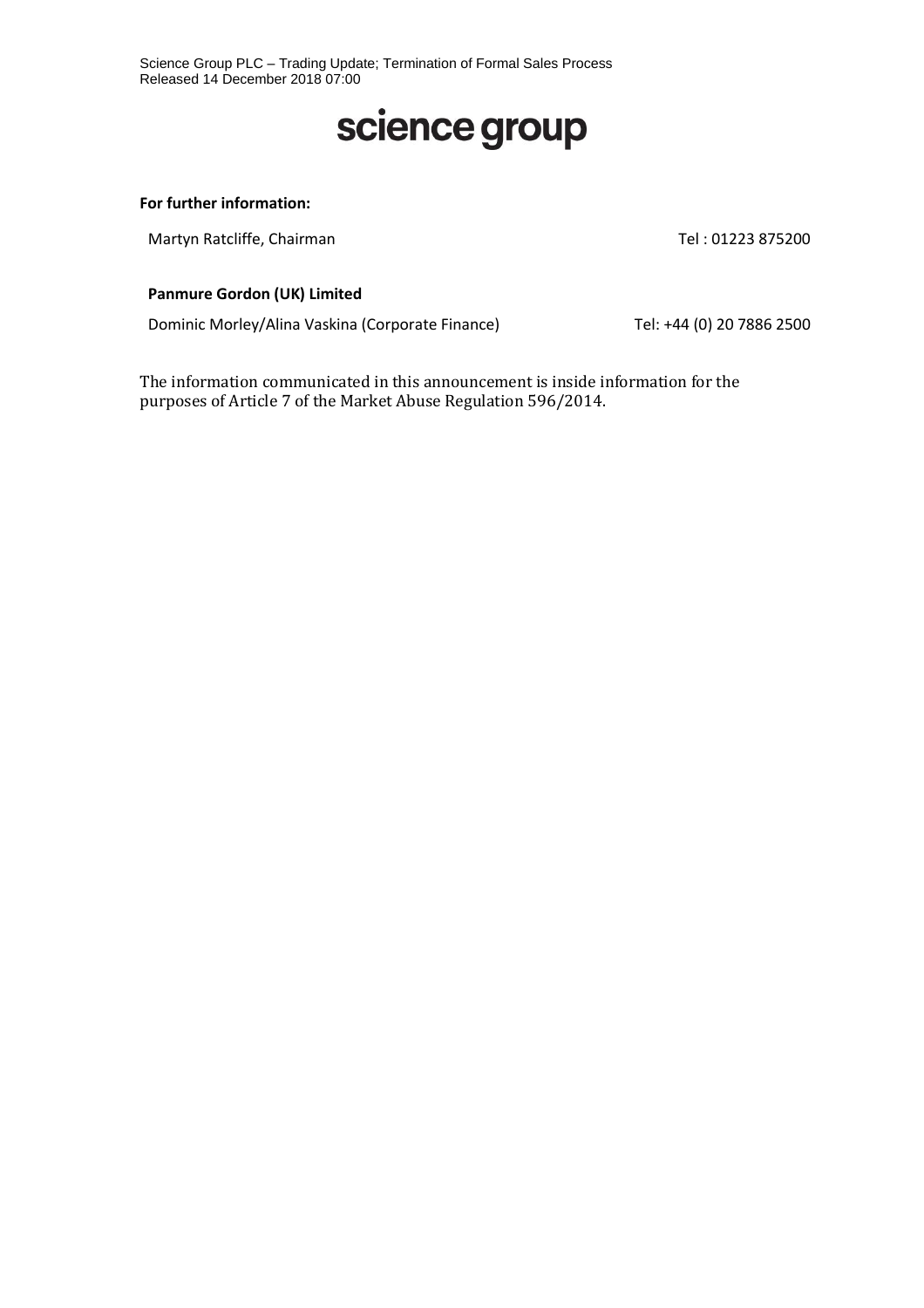science group

**For further information:**

| | |
|---|---|
| Martyn Ratcliffe, Chairman | Tel : 01223 875200 |
| **Panmure Gordon (UK) Limited** | |
| Dominic Morley/Alina Vaskina (Corporate Finance) | Tel: +44 (0) 20 7886 2500 |

The information communicated in this announcement is inside information for the purposes of Article 7 of the Market Abuse Regulation 596/2014.